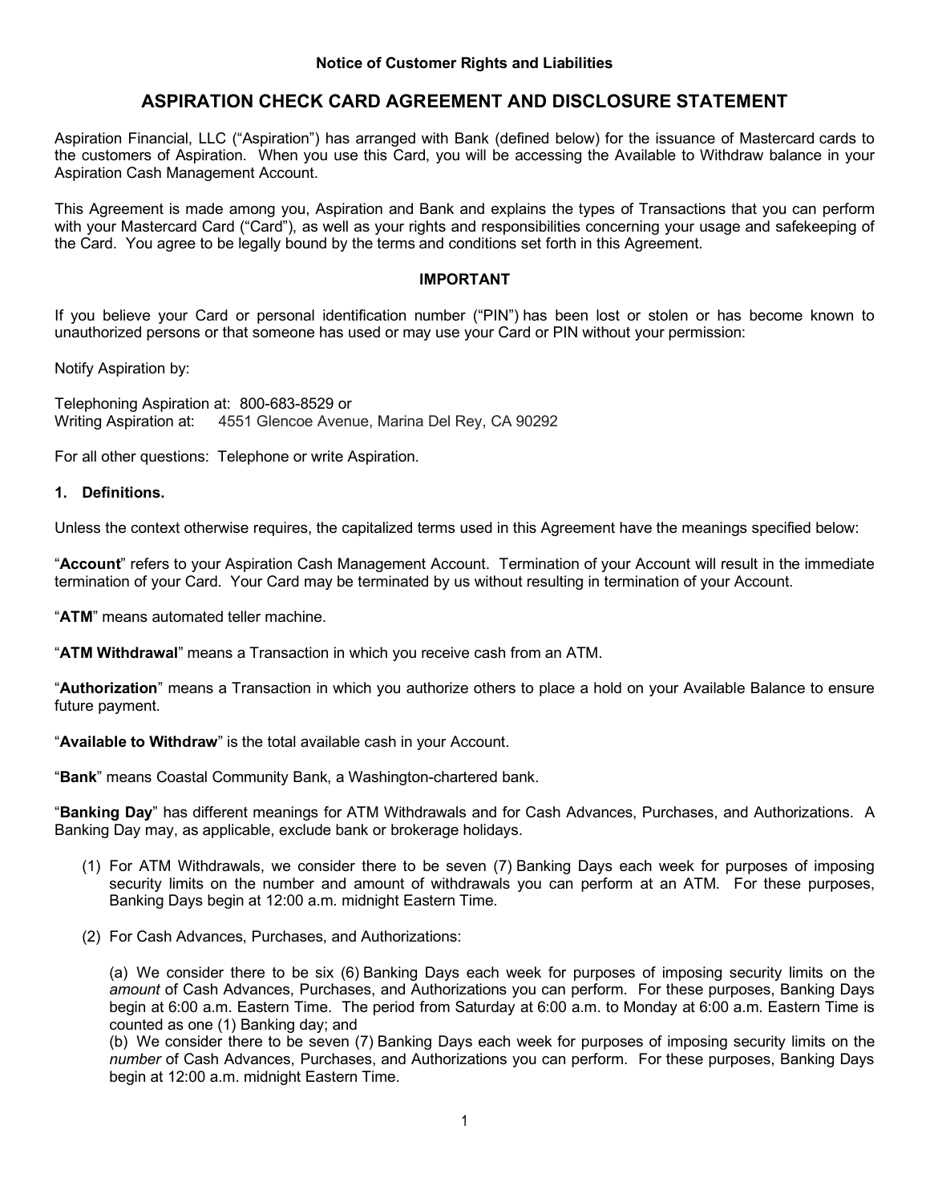**Notice of Customer Rights and Liabilities**

# ASPIRATION CHECK CARD AGREEMENT AND DISCLOSURE STATEMENT

Aspiration Financial, LLC ("Aspiration") has arranged with Bank (defined below) for the issuance of Mastercard cards to the customers of Aspiration. When you use this Card, you will be accessing the Available to Withdraw balance in your Aspiration Cash Management Account.

This Agreement is made among you, Aspiration and Bank and explains the types of Transactions that you can perform with your Mastercard Card ("Card"), as well as your rights and responsibilities concerning your usage and safekeeping of the Card. You agree to be legally bound by the terms and conditions set forth in this Agreement.

**IMPORTANT**

If you believe your Card or personal identification number ("PIN") has been lost or stolen or has become known to unauthorized persons or that someone has used or may use your Card or PIN without your permission:

Notify Aspiration by:

Telephoning Aspiration at: 800-683-8529 or
Writing Aspiration at: 4551 Glencoe Avenue, Marina Del Rey, CA 90292

For all other questions: Telephone or write Aspiration.

**1. Definitions.**

Unless the context otherwise requires, the capitalized terms used in this Agreement have the meanings specified below:

"**Account**" refers to your Aspiration Cash Management Account. Termination of your Account will result in the immediate termination of your Card. Your Card may be terminated by us without resulting in termination of your Account.

"**ATM**" means automated teller machine.

"**ATM Withdrawal**" means a Transaction in which you receive cash from an ATM.

"**Authorization**" means a Transaction in which you authorize others to place a hold on your Available Balance to ensure future payment.

"**Available to Withdraw**" is the total available cash in your Account.

"**Bank**" means Coastal Community Bank, a Washington-chartered bank.

"**Banking Day**" has different meanings for ATM Withdrawals and for Cash Advances, Purchases, and Authorizations. A Banking Day may, as applicable, exclude bank or brokerage holidays.

(1) For ATM Withdrawals, we consider there to be seven (7) Banking Days each week for purposes of imposing security limits on the number and amount of withdrawals you can perform at an ATM. For these purposes, Banking Days begin at 12:00 a.m. midnight Eastern Time.

(2) For Cash Advances, Purchases, and Authorizations:

(a) We consider there to be six (6) Banking Days each week for purposes of imposing security limits on the *amount* of Cash Advances, Purchases, and Authorizations you can perform. For these purposes, Banking Days begin at 6:00 a.m. Eastern Time. The period from Saturday at 6:00 a.m. to Monday at 6:00 a.m. Eastern Time is counted as one (1) Banking day; and
(b) We consider there to be seven (7) Banking Days each week for purposes of imposing security limits on the *number* of Cash Advances, Purchases, and Authorizations you can perform. For these purposes, Banking Days begin at 12:00 a.m. midnight Eastern Time.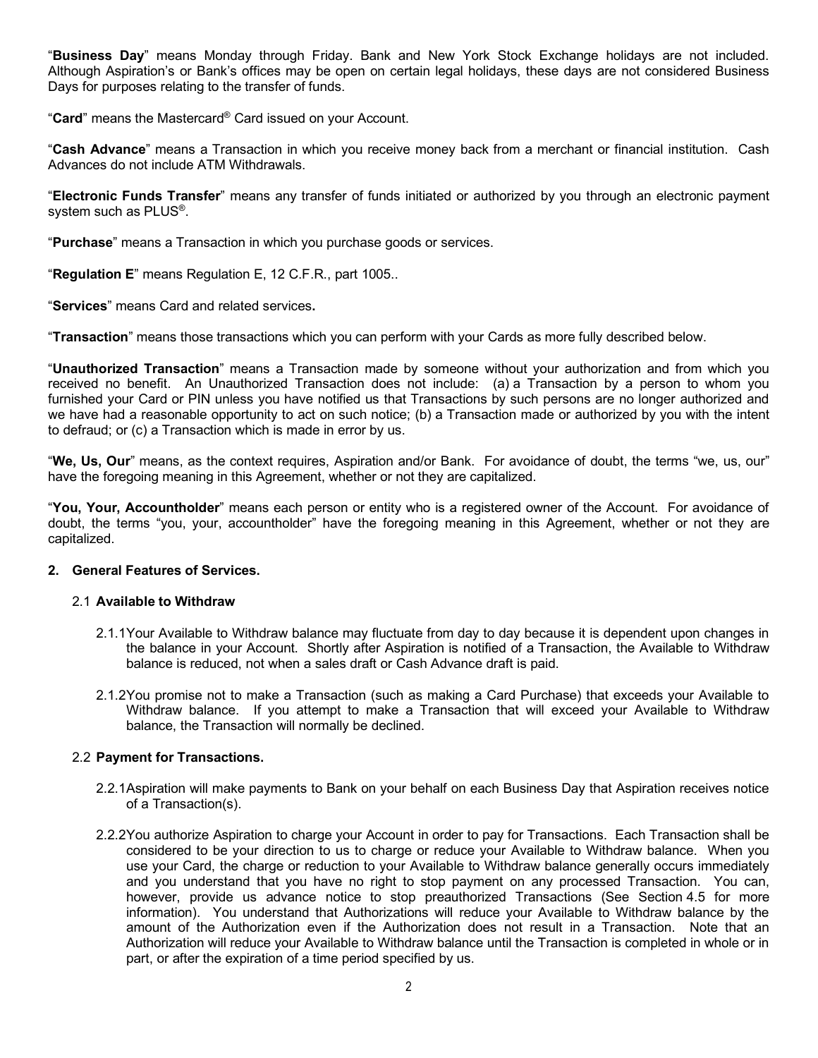"**Business Day**" means Monday through Friday. Bank and New York Stock Exchange holidays are not included. Although Aspiration's or Bank's offices may be open on certain legal holidays, these days are not considered Business Days for purposes relating to the transfer of funds.

"**Card**" means the Mastercard® Card issued on your Account.

"**Cash Advance**" means a Transaction in which you receive money back from a merchant or financial institution. Cash Advances do not include ATM Withdrawals.

"**Electronic Funds Transfer**" means any transfer of funds initiated or authorized by you through an electronic payment system such as PLUS®.

"**Purchase**" means a Transaction in which you purchase goods or services.

"**Regulation E**" means Regulation E, 12 C.F.R., part 1005..

"**Services**" means Card and related services**.**

"**Transaction**" means those transactions which you can perform with your Cards as more fully described below.

"**Unauthorized Transaction**" means a Transaction made by someone without your authorization and from which you received no benefit. An Unauthorized Transaction does not include: (a) a Transaction by a person to whom you furnished your Card or PIN unless you have notified us that Transactions by such persons are no longer authorized and we have had a reasonable opportunity to act on such notice; (b) a Transaction made or authorized by you with the intent to defraud; or (c) a Transaction which is made in error by us.

"**We, Us, Our**" means, as the context requires, Aspiration and/or Bank. For avoidance of doubt, the terms "we, us, our" have the foregoing meaning in this Agreement, whether or not they are capitalized.

"**You, Your, Accountholder**" means each person or entity who is a registered owner of the Account. For avoidance of doubt, the terms "you, your, accountholder" have the foregoing meaning in this Agreement, whether or not they are capitalized.

## 2. General Features of Services.

### 2.1 Available to Withdraw

2.1.1 Your Available to Withdraw balance may fluctuate from day to day because it is dependent upon changes in the balance in your Account. Shortly after Aspiration is notified of a Transaction, the Available to Withdraw balance is reduced, not when a sales draft or Cash Advance draft is paid.

2.1.2 You promise not to make a Transaction (such as making a Card Purchase) that exceeds your Available to Withdraw balance. If you attempt to make a Transaction that will exceed your Available to Withdraw balance, the Transaction will normally be declined.

### 2.2 Payment for Transactions.

2.2.1 Aspiration will make payments to Bank on your behalf on each Business Day that Aspiration receives notice of a Transaction(s).

2.2.2 You authorize Aspiration to charge your Account in order to pay for Transactions. Each Transaction shall be considered to be your direction to us to charge or reduce your Available to Withdraw balance. When you use your Card, the charge or reduction to your Available to Withdraw balance generally occurs immediately and you understand that you have no right to stop payment on any processed Transaction. You can, however, provide us advance notice to stop preauthorized Transactions (See Section 4.5 for more information). You understand that Authorizations will reduce your Available to Withdraw balance by the amount of the Authorization even if the Authorization does not result in a Transaction. Note that an Authorization will reduce your Available to Withdraw balance until the Transaction is completed in whole or in part, or after the expiration of a time period specified by us.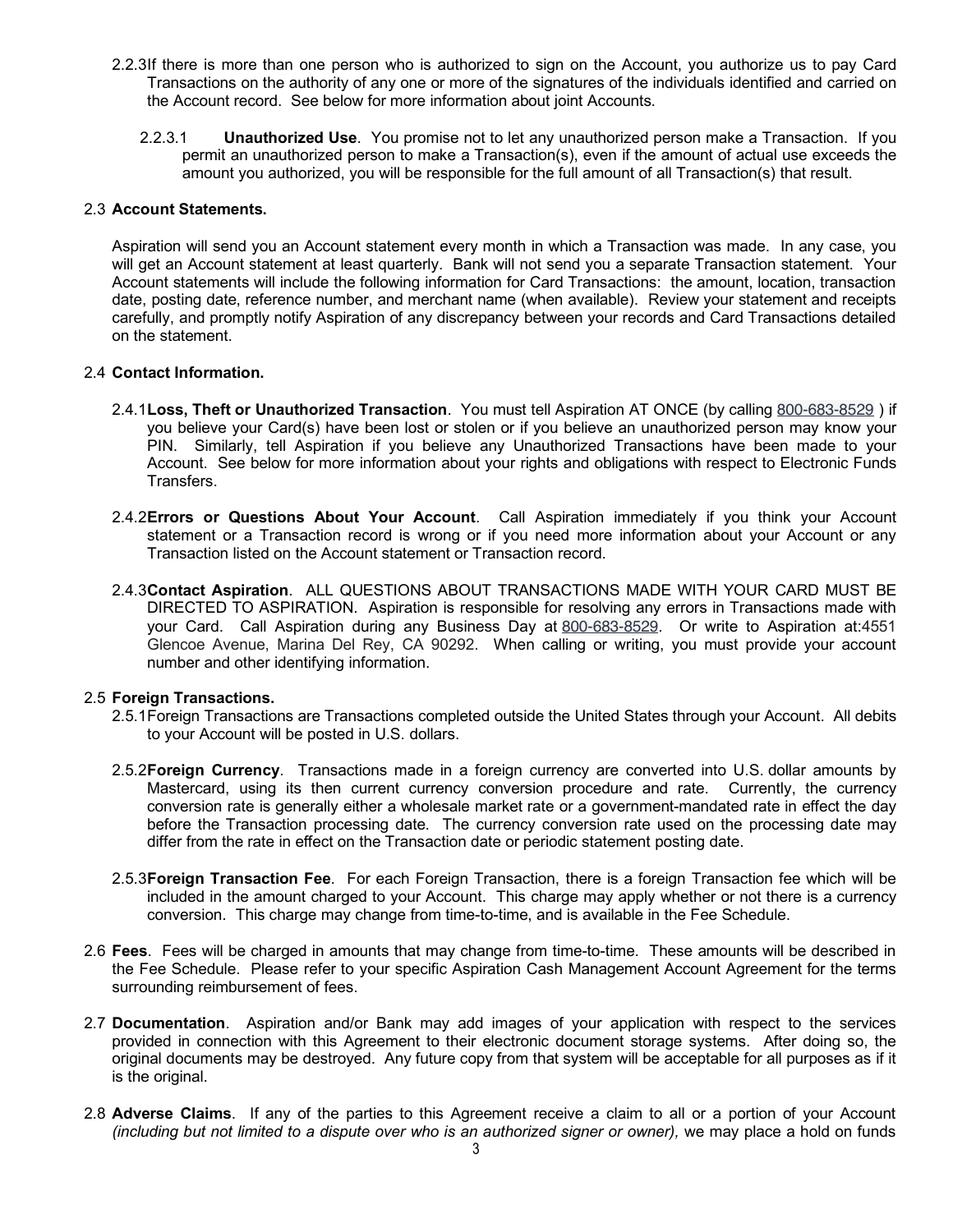2.2.3 If there is more than one person who is authorized to sign on the Account, you authorize us to pay Card Transactions on the authority of any one or more of the signatures of the individuals identified and carried on the Account record. See below for more information about joint Accounts.

2.2.3.1 **Unauthorized Use**. You promise not to let any unauthorized person make a Transaction. If you permit an unauthorized person to make a Transaction(s), even if the amount of actual use exceeds the amount you authorized, you will be responsible for the full amount of all Transaction(s) that result.

2.3 **Account Statements.**

Aspiration will send you an Account statement every month in which a Transaction was made. In any case, you will get an Account statement at least quarterly. Bank will not send you a separate Transaction statement. Your Account statements will include the following information for Card Transactions: the amount, location, transaction date, posting date, reference number, and merchant name (when available). Review your statement and receipts carefully, and promptly notify Aspiration of any discrepancy between your records and Card Transactions detailed on the statement.

2.4 **Contact Information.**

2.4.1 **Loss, Theft or Unauthorized Transaction**. You must tell Aspiration AT ONCE (by calling 800-683-8529 ) if you believe your Card(s) have been lost or stolen or if you believe an unauthorized person may know your PIN. Similarly, tell Aspiration if you believe any Unauthorized Transactions have been made to your Account. See below for more information about your rights and obligations with respect to Electronic Funds Transfers.

2.4.2 **Errors or Questions About Your Account**. Call Aspiration immediately if you think your Account statement or a Transaction record is wrong or if you need more information about your Account or any Transaction listed on the Account statement or Transaction record.

2.4.3 **Contact Aspiration**. ALL QUESTIONS ABOUT TRANSACTIONS MADE WITH YOUR CARD MUST BE DIRECTED TO ASPIRATION. Aspiration is responsible for resolving any errors in Transactions made with your Card. Call Aspiration during any Business Day at 800-683-8529. Or write to Aspiration at:4551 Glencoe Avenue, Marina Del Rey, CA 90292. When calling or writing, you must provide your account number and other identifying information.

2.5 **Foreign Transactions.**

2.5.1 Foreign Transactions are Transactions completed outside the United States through your Account. All debits to your Account will be posted in U.S. dollars.

2.5.2 **Foreign Currency**. Transactions made in a foreign currency are converted into U.S. dollar amounts by Mastercard, using its then current currency conversion procedure and rate. Currently, the currency conversion rate is generally either a wholesale market rate or a government-mandated rate in effect the day before the Transaction processing date. The currency conversion rate used on the processing date may differ from the rate in effect on the Transaction date or periodic statement posting date.

2.5.3 **Foreign Transaction Fee**. For each Foreign Transaction, there is a foreign Transaction fee which will be included in the amount charged to your Account. This charge may apply whether or not there is a currency conversion. This charge may change from time-to-time, and is available in the Fee Schedule.

2.6 **Fees**. Fees will be charged in amounts that may change from time-to-time. These amounts will be described in the Fee Schedule. Please refer to your specific Aspiration Cash Management Account Agreement for the terms surrounding reimbursement of fees.

2.7 **Documentation**. Aspiration and/or Bank may add images of your application with respect to the services provided in connection with this Agreement to their electronic document storage systems. After doing so, the original documents may be destroyed. Any future copy from that system will be acceptable for all purposes as if it is the original.

2.8 **Adverse Claims**. If any of the parties to this Agreement receive a claim to all or a portion of your Account *(including but not limited to a dispute over who is an authorized signer or owner),* we may place a hold on funds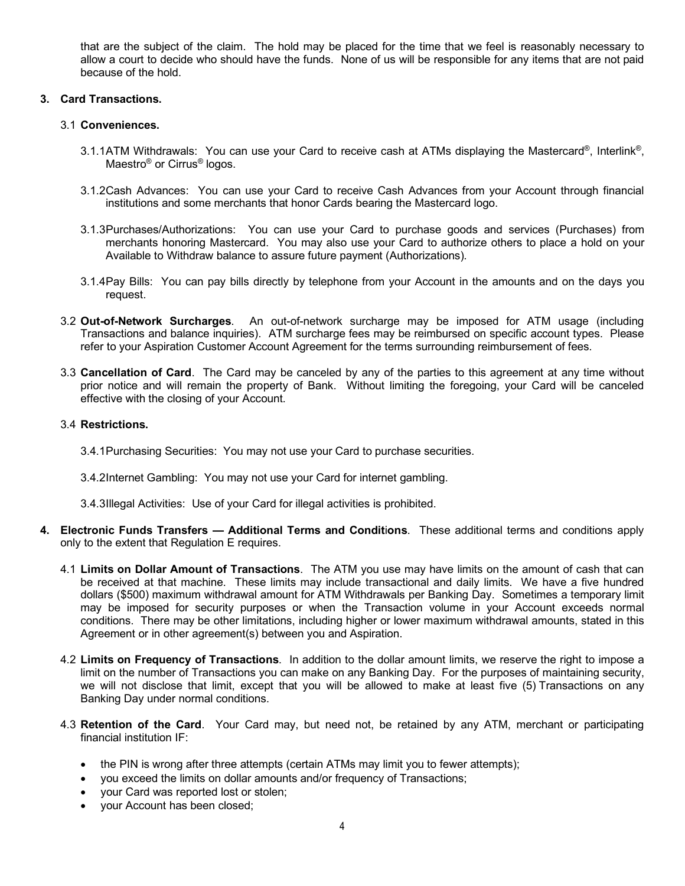that are the subject of the claim. The hold may be placed for the time that we feel is reasonably necessary to allow a court to decide who should have the funds. None of us will be responsible for any items that are not paid because of the hold.

**3. Card Transactions.**

3.1 **Conveniences.**

3.1.1 ATM Withdrawals: You can use your Card to receive cash at ATMs displaying the Mastercard®, Interlink®, Maestro® or Cirrus® logos.

3.1.2 Cash Advances: You can use your Card to receive Cash Advances from your Account through financial institutions and some merchants that honor Cards bearing the Mastercard logo.

3.1.3 Purchases/Authorizations: You can use your Card to purchase goods and services (Purchases) from merchants honoring Mastercard. You may also use your Card to authorize others to place a hold on your Available to Withdraw balance to assure future payment (Authorizations).

3.1.4 Pay Bills: You can pay bills directly by telephone from your Account in the amounts and on the days you request.

3.2 **Out-of-Network Surcharges**. An out-of-network surcharge may be imposed for ATM usage (including Transactions and balance inquiries). ATM surcharge fees may be reimbursed on specific account types. Please refer to your Aspiration Customer Account Agreement for the terms surrounding reimbursement of fees.

3.3 **Cancellation of Card**. The Card may be canceled by any of the parties to this agreement at any time without prior notice and will remain the property of Bank. Without limiting the foregoing, your Card will be canceled effective with the closing of your Account.

3.4 **Restrictions.**

3.4.1 Purchasing Securities: You may not use your Card to purchase securities.

3.4.2 Internet Gambling: You may not use your Card for internet gambling.

3.4.3 Illegal Activities: Use of your Card for illegal activities is prohibited.

**4. Electronic Funds Transfers — Additional Terms and Conditions**. These additional terms and conditions apply only to the extent that Regulation E requires.

4.1 **Limits on Dollar Amount of Transactions**. The ATM you use may have limits on the amount of cash that can be received at that machine. These limits may include transactional and daily limits. We have a five hundred dollars ($500) maximum withdrawal amount for ATM Withdrawals per Banking Day. Sometimes a temporary limit may be imposed for security purposes or when the Transaction volume in your Account exceeds normal conditions. There may be other limitations, including higher or lower maximum withdrawal amounts, stated in this Agreement or in other agreement(s) between you and Aspiration.

4.2 **Limits on Frequency of Transactions**. In addition to the dollar amount limits, we reserve the right to impose a limit on the number of Transactions you can make on any Banking Day. For the purposes of maintaining security, we will not disclose that limit, except that you will be allowed to make at least five (5) Transactions on any Banking Day under normal conditions.

4.3 **Retention of the Card**. Your Card may, but need not, be retained by any ATM, merchant or participating financial institution IF:

- the PIN is wrong after three attempts (certain ATMs may limit you to fewer attempts);
- you exceed the limits on dollar amounts and/or frequency of Transactions;
- your Card was reported lost or stolen;
- your Account has been closed;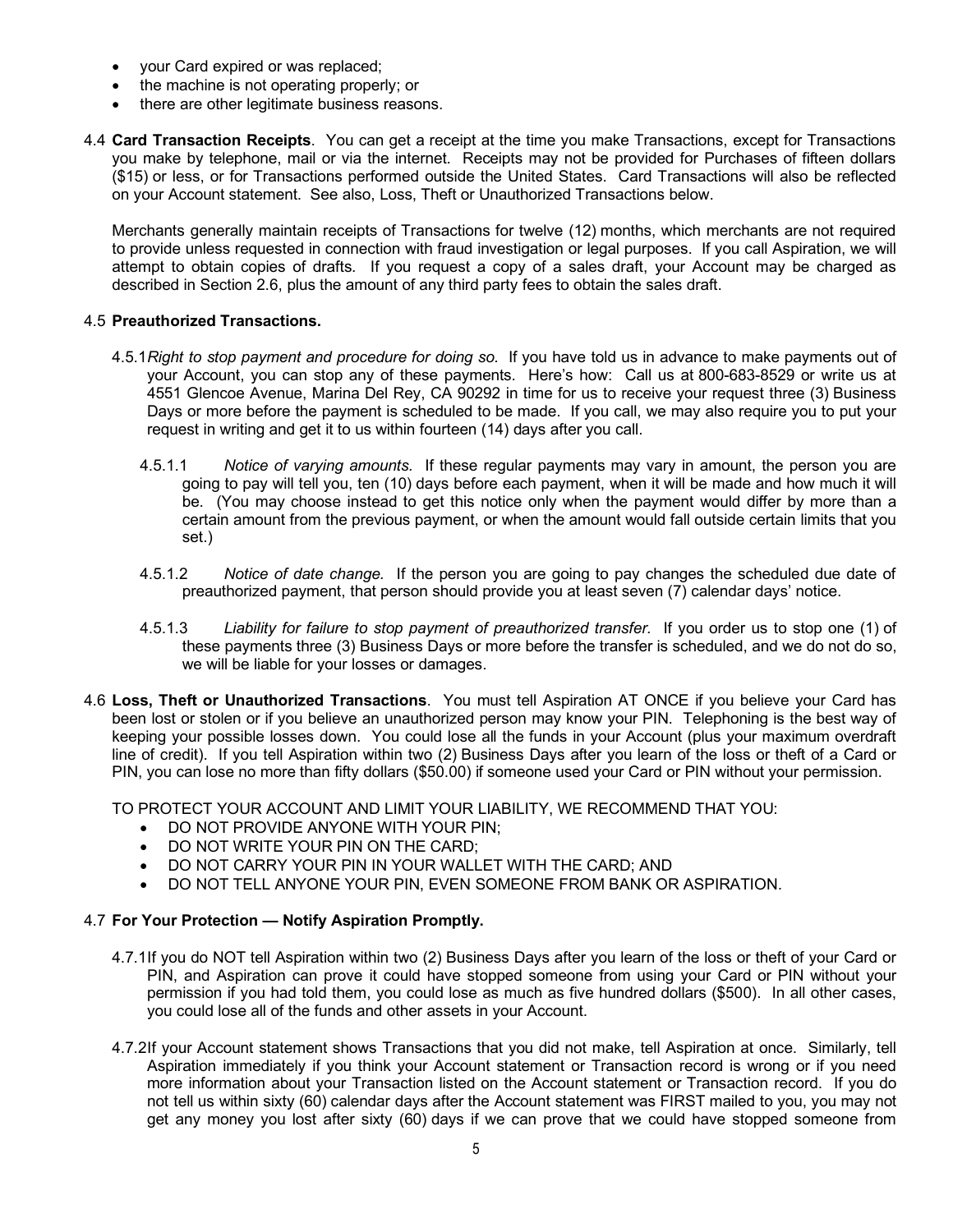- your Card expired or was replaced;
- the machine is not operating properly; or
- there are other legitimate business reasons.

4.4 **Card Transaction Receipts**. You can get a receipt at the time you make Transactions, except for Transactions you make by telephone, mail or via the internet. Receipts may not be provided for Purchases of fifteen dollars ($15) or less, or for Transactions performed outside the United States. Card Transactions will also be reflected on your Account statement. See also, Loss, Theft or Unauthorized Transactions below.

Merchants generally maintain receipts of Transactions for twelve (12) months, which merchants are not required to provide unless requested in connection with fraud investigation or legal purposes. If you call Aspiration, we will attempt to obtain copies of drafts. If you request a copy of a sales draft, your Account may be charged as described in Section 2.6, plus the amount of any third party fees to obtain the sales draft.

4.5 **Preauthorized Transactions.**

4.5.1 *Right to stop payment and procedure for doing so.* If you have told us in advance to make payments out of your Account, you can stop any of these payments. Here's how: Call us at 800-683-8529 or write us at 4551 Glencoe Avenue, Marina Del Rey, CA 90292 in time for us to receive your request three (3) Business Days or more before the payment is scheduled to be made. If you call, we may also require you to put your request in writing and get it to us within fourteen (14) days after you call.

4.5.1.1 *Notice of varying amounts.* If these regular payments may vary in amount, the person you are going to pay will tell you, ten (10) days before each payment, when it will be made and how much it will be. (You may choose instead to get this notice only when the payment would differ by more than a certain amount from the previous payment, or when the amount would fall outside certain limits that you set.)

4.5.1.2 *Notice of date change.* If the person you are going to pay changes the scheduled due date of preauthorized payment, that person should provide you at least seven (7) calendar days' notice.

4.5.1.3 *Liability for failure to stop payment of preauthorized transfer.* If you order us to stop one (1) of these payments three (3) Business Days or more before the transfer is scheduled, and we do not do so, we will be liable for your losses or damages.

4.6 **Loss, Theft or Unauthorized Transactions**. You must tell Aspiration AT ONCE if you believe your Card has been lost or stolen or if you believe an unauthorized person may know your PIN. Telephoning is the best way of keeping your possible losses down. You could lose all the funds in your Account (plus your maximum overdraft line of credit). If you tell Aspiration within two (2) Business Days after you learn of the loss or theft of a Card or PIN, you can lose no more than fifty dollars ($50.00) if someone used your Card or PIN without your permission.

TO PROTECT YOUR ACCOUNT AND LIMIT YOUR LIABILITY, WE RECOMMEND THAT YOU:

- DO NOT PROVIDE ANYONE WITH YOUR PIN;
- DO NOT WRITE YOUR PIN ON THE CARD;
- DO NOT CARRY YOUR PIN IN YOUR WALLET WITH THE CARD; AND
- DO NOT TELL ANYONE YOUR PIN, EVEN SOMEONE FROM BANK OR ASPIRATION.

4.7 **For Your Protection — Notify Aspiration Promptly.**

4.7.1 If you do NOT tell Aspiration within two (2) Business Days after you learn of the loss or theft of your Card or PIN, and Aspiration can prove it could have stopped someone from using your Card or PIN without your permission if you had told them, you could lose as much as five hundred dollars ($500). In all other cases, you could lose all of the funds and other assets in your Account.

4.7.2 If your Account statement shows Transactions that you did not make, tell Aspiration at once. Similarly, tell Aspiration immediately if you think your Account statement or Transaction record is wrong or if you need more information about your Transaction listed on the Account statement or Transaction record. If you do not tell us within sixty (60) calendar days after the Account statement was FIRST mailed to you, you may not get any money you lost after sixty (60) days if we can prove that we could have stopped someone from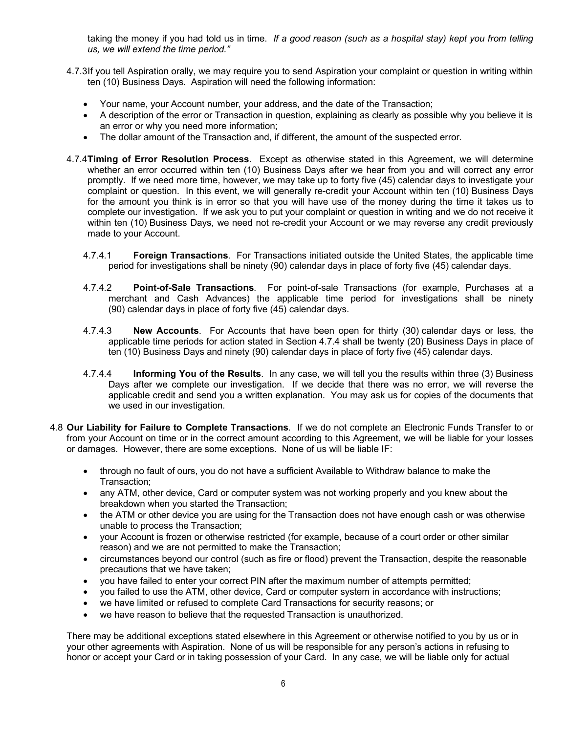taking the money if you had told us in time. *If a good reason (such as a hospital stay) kept you from telling us, we will extend the time period."*

4.7.3 If you tell Aspiration orally, we may require you to send Aspiration your complaint or question in writing within ten (10) Business Days. Aspiration will need the following information:

- Your name, your Account number, your address, and the date of the Transaction;
- A description of the error or Transaction in question, explaining as clearly as possible why you believe it is an error or why you need more information;
- The dollar amount of the Transaction and, if different, the amount of the suspected error.

4.7.4 **Timing of Error Resolution Process**. Except as otherwise stated in this Agreement, we will determine whether an error occurred within ten (10) Business Days after we hear from you and will correct any error promptly. If we need more time, however, we may take up to forty five (45) calendar days to investigate your complaint or question. In this event, we will generally re-credit your Account within ten (10) Business Days for the amount you think is in error so that you will have use of the money during the time it takes us to complete our investigation. If we ask you to put your complaint or question in writing and we do not receive it within ten (10) Business Days, we need not re-credit your Account or we may reverse any credit previously made to your Account.

4.7.4.1 **Foreign Transactions**. For Transactions initiated outside the United States, the applicable time period for investigations shall be ninety (90) calendar days in place of forty five (45) calendar days.

4.7.4.2 **Point-of-Sale Transactions**. For point-of-sale Transactions (for example, Purchases at a merchant and Cash Advances) the applicable time period for investigations shall be ninety (90) calendar days in place of forty five (45) calendar days.

4.7.4.3 **New Accounts**. For Accounts that have been open for thirty (30) calendar days or less, the applicable time periods for action stated in Section 4.7.4 shall be twenty (20) Business Days in place of ten (10) Business Days and ninety (90) calendar days in place of forty five (45) calendar days.

4.7.4.4 **Informing You of the Results**. In any case, we will tell you the results within three (3) Business Days after we complete our investigation. If we decide that there was no error, we will reverse the applicable credit and send you a written explanation. You may ask us for copies of the documents that we used in our investigation.

4.8 **Our Liability for Failure to Complete Transactions**. If we do not complete an Electronic Funds Transfer to or from your Account on time or in the correct amount according to this Agreement, we will be liable for your losses or damages. However, there are some exceptions. None of us will be liable IF:

- through no fault of ours, you do not have a sufficient Available to Withdraw balance to make the Transaction;
- any ATM, other device, Card or computer system was not working properly and you knew about the breakdown when you started the Transaction;
- the ATM or other device you are using for the Transaction does not have enough cash or was otherwise unable to process the Transaction;
- your Account is frozen or otherwise restricted (for example, because of a court order or other similar reason) and we are not permitted to make the Transaction;
- circumstances beyond our control (such as fire or flood) prevent the Transaction, despite the reasonable precautions that we have taken;
- you have failed to enter your correct PIN after the maximum number of attempts permitted;
- you failed to use the ATM, other device, Card or computer system in accordance with instructions;
- we have limited or refused to complete Card Transactions for security reasons; or
- we have reason to believe that the requested Transaction is unauthorized.

There may be additional exceptions stated elsewhere in this Agreement or otherwise notified to you by us or in your other agreements with Aspiration. None of us will be responsible for any person's actions in refusing to honor or accept your Card or in taking possession of your Card. In any case, we will be liable only for actual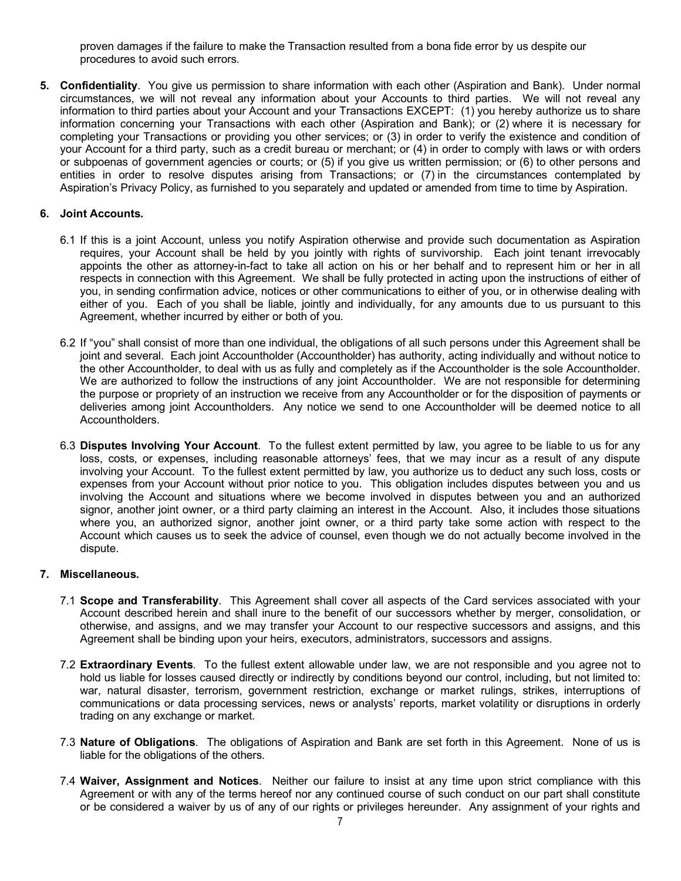proven damages if the failure to make the Transaction resulted from a bona fide error by us despite our procedures to avoid such errors.

**5. Confidentiality**. You give us permission to share information with each other (Aspiration and Bank). Under normal circumstances, we will not reveal any information about your Accounts to third parties. We will not reveal any information to third parties about your Account and your Transactions EXCEPT: (1) you hereby authorize us to share information concerning your Transactions with each other (Aspiration and Bank); or (2) where it is necessary for completing your Transactions or providing you other services; or (3) in order to verify the existence and condition of your Account for a third party, such as a credit bureau or merchant; or (4) in order to comply with laws or with orders or subpoenas of government agencies or courts; or (5) if you give us written permission; or (6) to other persons and entities in order to resolve disputes arising from Transactions; or (7) in the circumstances contemplated by Aspiration's Privacy Policy, as furnished to you separately and updated or amended from time to time by Aspiration.

**6. Joint Accounts.**

6.1 If this is a joint Account, unless you notify Aspiration otherwise and provide such documentation as Aspiration requires, your Account shall be held by you jointly with rights of survivorship. Each joint tenant irrevocably appoints the other as attorney-in-fact to take all action on his or her behalf and to represent him or her in all respects in connection with this Agreement. We shall be fully protected in acting upon the instructions of either of you, in sending confirmation advice, notices or other communications to either of you, or in otherwise dealing with either of you. Each of you shall be liable, jointly and individually, for any amounts due to us pursuant to this Agreement, whether incurred by either or both of you.

6.2 If "you" shall consist of more than one individual, the obligations of all such persons under this Agreement shall be joint and several. Each joint Accountholder (Accountholder) has authority, acting individually and without notice to the other Accountholder, to deal with us as fully and completely as if the Accountholder is the sole Accountholder. We are authorized to follow the instructions of any joint Accountholder. We are not responsible for determining the purpose or propriety of an instruction we receive from any Accountholder or for the disposition of payments or deliveries among joint Accountholders. Any notice we send to one Accountholder will be deemed notice to all Accountholders.

6.3 **Disputes Involving Your Account**. To the fullest extent permitted by law, you agree to be liable to us for any loss, costs, or expenses, including reasonable attorneys' fees, that we may incur as a result of any dispute involving your Account. To the fullest extent permitted by law, you authorize us to deduct any such loss, costs or expenses from your Account without prior notice to you. This obligation includes disputes between you and us involving the Account and situations where we become involved in disputes between you and an authorized signor, another joint owner, or a third party claiming an interest in the Account. Also, it includes those situations where you, an authorized signor, another joint owner, or a third party take some action with respect to the Account which causes us to seek the advice of counsel, even though we do not actually become involved in the dispute.

**7. Miscellaneous.**

7.1 **Scope and Transferability**. This Agreement shall cover all aspects of the Card services associated with your Account described herein and shall inure to the benefit of our successors whether by merger, consolidation, or otherwise, and assigns, and we may transfer your Account to our respective successors and assigns, and this Agreement shall be binding upon your heirs, executors, administrators, successors and assigns.

7.2 **Extraordinary Events**. To the fullest extent allowable under law, we are not responsible and you agree not to hold us liable for losses caused directly or indirectly by conditions beyond our control, including, but not limited to: war, natural disaster, terrorism, government restriction, exchange or market rulings, strikes, interruptions of communications or data processing services, news or analysts' reports, market volatility or disruptions in orderly trading on any exchange or market.

7.3 **Nature of Obligations**. The obligations of Aspiration and Bank are set forth in this Agreement. None of us is liable for the obligations of the others.

7.4 **Waiver, Assignment and Notices**. Neither our failure to insist at any time upon strict compliance with this Agreement or with any of the terms hereof nor any continued course of such conduct on our part shall constitute or be considered a waiver by us of any of our rights or privileges hereunder. Any assignment of your rights and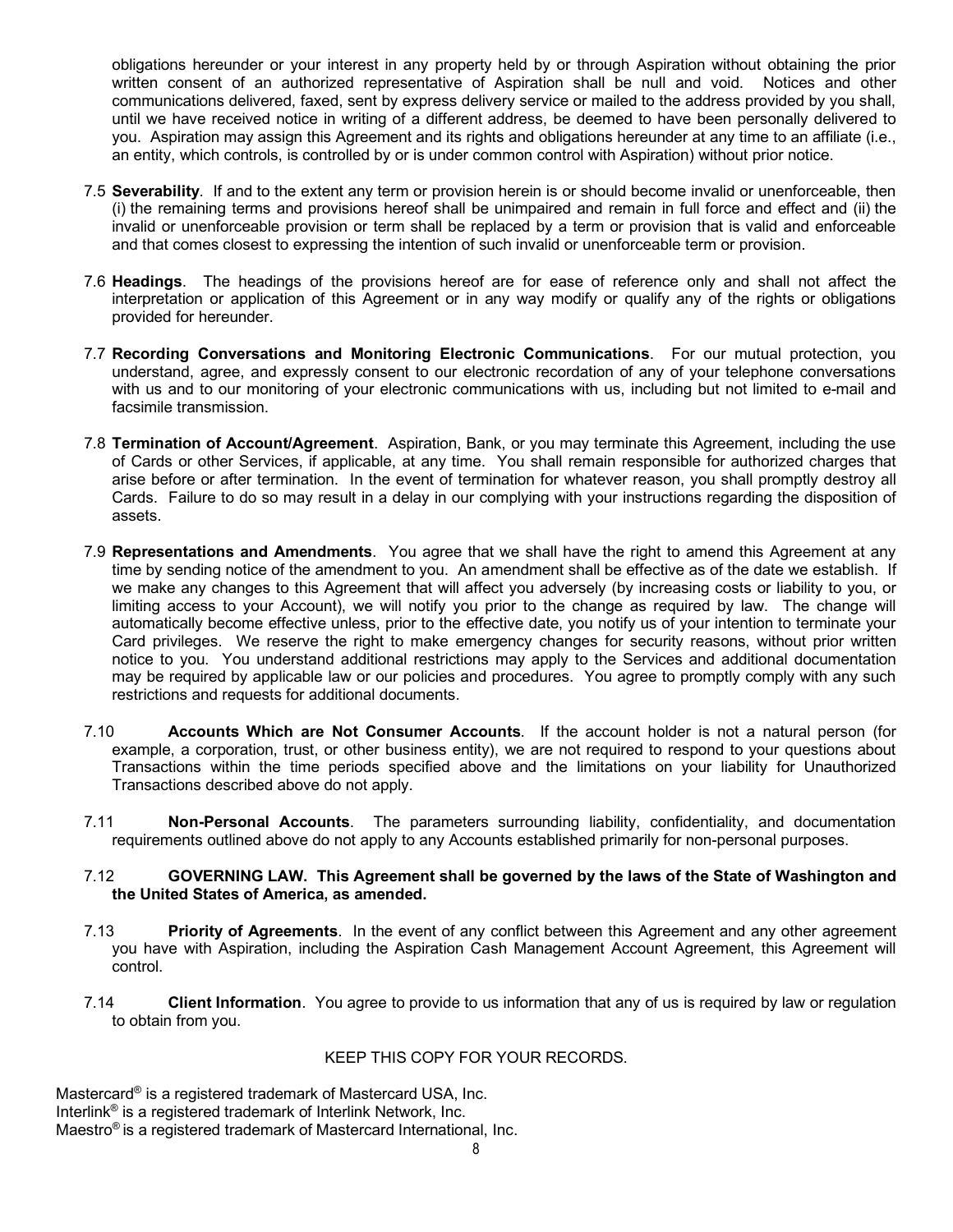obligations hereunder or your interest in any property held by or through Aspiration without obtaining the prior written consent of an authorized representative of Aspiration shall be null and void. Notices and other communications delivered, faxed, sent by express delivery service or mailed to the address provided by you shall, until we have received notice in writing of a different address, be deemed to have been personally delivered to you. Aspiration may assign this Agreement and its rights and obligations hereunder at any time to an affiliate (i.e., an entity, which controls, is controlled by or is under common control with Aspiration) without prior notice.

7.5 **Severability**. If and to the extent any term or provision herein is or should become invalid or unenforceable, then (i) the remaining terms and provisions hereof shall be unimpaired and remain in full force and effect and (ii) the invalid or unenforceable provision or term shall be replaced by a term or provision that is valid and enforceable and that comes closest to expressing the intention of such invalid or unenforceable term or provision.

7.6 **Headings**. The headings of the provisions hereof are for ease of reference only and shall not affect the interpretation or application of this Agreement or in any way modify or qualify any of the rights or obligations provided for hereunder.

7.7 **Recording Conversations and Monitoring Electronic Communications**. For our mutual protection, you understand, agree, and expressly consent to our electronic recordation of any of your telephone conversations with us and to our monitoring of your electronic communications with us, including but not limited to e-mail and facsimile transmission.

7.8 **Termination of Account/Agreement**. Aspiration, Bank, or you may terminate this Agreement, including the use of Cards or other Services, if applicable, at any time. You shall remain responsible for authorized charges that arise before or after termination. In the event of termination for whatever reason, you shall promptly destroy all Cards. Failure to do so may result in a delay in our complying with your instructions regarding the disposition of assets.

7.9 **Representations and Amendments**. You agree that we shall have the right to amend this Agreement at any time by sending notice of the amendment to you. An amendment shall be effective as of the date we establish. If we make any changes to this Agreement that will affect you adversely (by increasing costs or liability to you, or limiting access to your Account), we will notify you prior to the change as required by law. The change will automatically become effective unless, prior to the effective date, you notify us of your intention to terminate your Card privileges. We reserve the right to make emergency changes for security reasons, without prior written notice to you. You understand additional restrictions may apply to the Services and additional documentation may be required by applicable law or our policies and procedures. You agree to promptly comply with any such restrictions and requests for additional documents.

7.10 **Accounts Which are Not Consumer Accounts**. If the account holder is not a natural person (for example, a corporation, trust, or other business entity), we are not required to respond to your questions about Transactions within the time periods specified above and the limitations on your liability for Unauthorized Transactions described above do not apply.

7.11 **Non-Personal Accounts**. The parameters surrounding liability, confidentiality, and documentation requirements outlined above do not apply to any Accounts established primarily for non-personal purposes.

7.12 **GOVERNING LAW. This Agreement shall be governed by the laws of the State of Washington and the United States of America, as amended.**

7.13 **Priority of Agreements**. In the event of any conflict between this Agreement and any other agreement you have with Aspiration, including the Aspiration Cash Management Account Agreement, this Agreement will control.

7.14 **Client Information**. You agree to provide to us information that any of us is required by law or regulation to obtain from you.

KEEP THIS COPY FOR YOUR RECORDS.

Mastercard® is a registered trademark of Mastercard USA, Inc.
Interlink® is a registered trademark of Interlink Network, Inc.
Maestro® is a registered trademark of Mastercard International, Inc.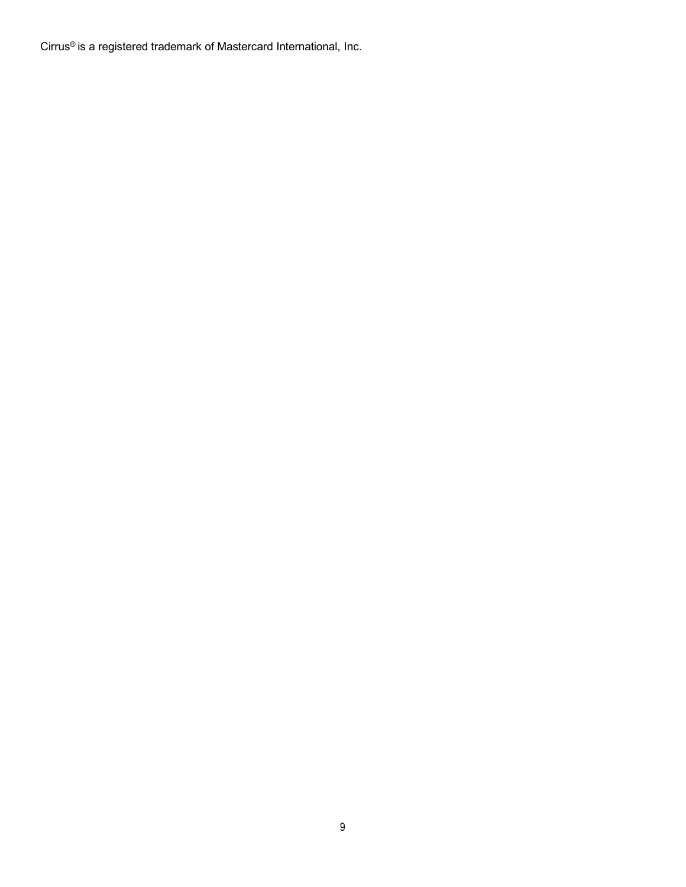Cirrus® is a registered trademark of Mastercard International, Inc.